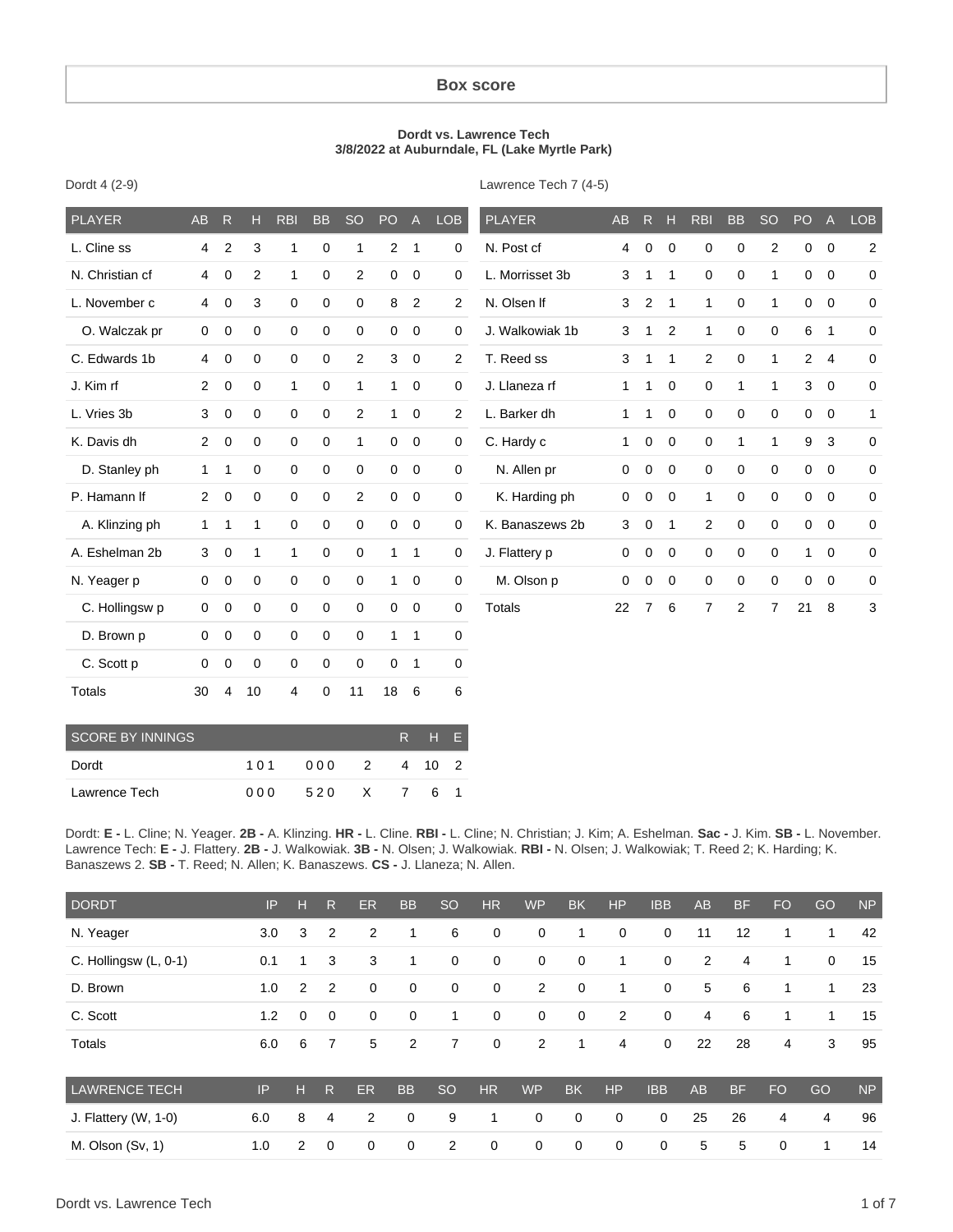## Box score

**Dordt vs. Lawrence Tech**
**3/8/2022 at Auburndale, FL (Lake Myrtle Park)**

Dordt 4 (2-9)

| PLAYER | AB | R | H | RBI | BB | SO | PO | A | LOB |
|---|---|---|---|---|---|---|---|---|---|
| L. Cline ss | 4 | 2 | 3 | 1 | 0 | 1 | 2 | 1 | 0 |
| N. Christian cf | 4 | 0 | 2 | 1 | 0 | 2 | 0 | 0 | 0 |
| L. November c | 4 | 0 | 3 | 0 | 0 | 0 | 8 | 2 | 2 |
| O. Walczak pr | 0 | 0 | 0 | 0 | 0 | 0 | 0 | 0 | 0 |
| C. Edwards 1b | 4 | 0 | 0 | 0 | 0 | 2 | 3 | 0 | 2 |
| J. Kim rf | 2 | 0 | 0 | 1 | 0 | 1 | 1 | 0 | 0 |
| L. Vries 3b | 3 | 0 | 0 | 0 | 0 | 2 | 1 | 0 | 2 |
| K. Davis dh | 2 | 0 | 0 | 0 | 0 | 1 | 0 | 0 | 0 |
| D. Stanley ph | 1 | 1 | 0 | 0 | 0 | 0 | 0 | 0 | 0 |
| P. Hamann lf | 2 | 0 | 0 | 0 | 0 | 2 | 0 | 0 | 0 |
| A. Klinzing ph | 1 | 1 | 1 | 0 | 0 | 0 | 0 | 0 | 0 |
| A. Eshelman 2b | 3 | 0 | 1 | 1 | 0 | 0 | 1 | 1 | 0 |
| N. Yeager p | 0 | 0 | 0 | 0 | 0 | 0 | 1 | 0 | 0 |
| C. Hollingsw p | 0 | 0 | 0 | 0 | 0 | 0 | 0 | 0 | 0 |
| D. Brown p | 0 | 0 | 0 | 0 | 0 | 0 | 1 | 1 | 0 |
| C. Scott p | 0 | 0 | 0 | 0 | 0 | 0 | 0 | 1 | 0 |
| Totals | 30 | 4 | 10 | 4 | 0 | 11 | 18 | 6 | 6 |

Lawrence Tech 7 (4-5)

| PLAYER | AB | R | H | RBI | BB | SO | PO | A | LOB |
|---|---|---|---|---|---|---|---|---|---|
| N. Post cf | 4 | 0 | 0 | 0 | 0 | 2 | 0 | 0 | 2 |
| L. Morrisset 3b | 3 | 1 | 1 | 0 | 0 | 1 | 0 | 0 | 0 |
| N. Olsen lf | 3 | 2 | 1 | 1 | 0 | 1 | 0 | 0 | 0 |
| J. Walkowiak 1b | 3 | 1 | 2 | 1 | 0 | 0 | 6 | 1 | 0 |
| T. Reed ss | 3 | 1 | 1 | 2 | 0 | 1 | 2 | 4 | 0 |
| J. Llaneza rf | 1 | 1 | 0 | 0 | 1 | 1 | 3 | 0 | 0 |
| L. Barker dh | 1 | 1 | 0 | 0 | 0 | 0 | 0 | 0 | 1 |
| C. Hardy c | 1 | 0 | 0 | 0 | 1 | 1 | 9 | 3 | 0 |
| N. Allen pr | 0 | 0 | 0 | 0 | 0 | 0 | 0 | 0 | 0 |
| K. Harding ph | 0 | 0 | 0 | 1 | 0 | 0 | 0 | 0 | 0 |
| K. Banaszews 2b | 3 | 0 | 1 | 2 | 0 | 0 | 0 | 0 | 0 |
| J. Flattery p | 0 | 0 | 0 | 0 | 0 | 0 | 1 | 0 | 0 |
| M. Olson p | 0 | 0 | 0 | 0 | 0 | 0 | 0 | 0 | 0 |
| Totals | 22 | 7 | 6 | 7 | 2 | 7 | 21 | 8 | 3 |

| SCORE BY INNINGS | | | | R | H | E |
|---|---|---|---|---|---|---|
| Dordt | 101 | 000 | 2 | 4 | 10 | 2 |
| Lawrence Tech | 000 | 520 | X | 7 | 6 | 1 |

Dordt: **E -** L. Cline; N. Yeager. **2B -** A. Klinzing. **HR -** L. Cline. **RBI -** L. Cline; N. Christian; J. Kim; A. Eshelman. **Sac -** J. Kim. **SB -** L. November.
Lawrence Tech: **E -** J. Flattery. **2B -** J. Walkowiak. **3B -** N. Olsen; J. Walkowiak. **RBI -** N. Olsen; J. Walkowiak; T. Reed 2; K. Harding; K. Banaszews 2. **SB -** T. Reed; N. Allen; K. Banaszews. **CS -** J. Llaneza; N. Allen.

| DORDT | IP | H | R | ER | BB | SO | HR | WP | BK | HP | IBB | AB | BF | FO | GO | NP |
|---|---|---|---|---|---|---|---|---|---|---|---|---|---|---|---|---|
| N. Yeager | 3.0 | 3 | 2 | 2 | 1 | 6 | 0 | 0 | 1 | 0 | 0 | 11 | 12 | 1 | 1 | 42 |
| C. Hollingsw (L, 0-1) | 0.1 | 1 | 3 | 3 | 1 | 0 | 0 | 0 | 0 | 1 | 0 | 2 | 4 | 1 | 0 | 15 |
| D. Brown | 1.0 | 2 | 2 | 0 | 0 | 0 | 0 | 2 | 0 | 1 | 0 | 5 | 6 | 1 | 1 | 23 |
| C. Scott | 1.2 | 0 | 0 | 0 | 0 | 1 | 0 | 0 | 0 | 2 | 0 | 4 | 6 | 1 | 1 | 15 |
| Totals | 6.0 | 6 | 7 | 5 | 2 | 7 | 0 | 2 | 1 | 4 | 0 | 22 | 28 | 4 | 3 | 95 |

| LAWRENCE TECH | IP | H | R | ER | BB | SO | HR | WP | BK | HP | IBB | AB | BF | FO | GO | NP |
|---|---|---|---|---|---|---|---|---|---|---|---|---|---|---|---|---|
| J. Flattery (W, 1-0) | 6.0 | 8 | 4 | 2 | 0 | 9 | 1 | 0 | 0 | 0 | 0 | 25 | 26 | 4 | 4 | 96 |
| M. Olson (Sv, 1) | 1.0 | 2 | 0 | 0 | 0 | 2 | 0 | 0 | 0 | 0 | 0 | 5 | 5 | 0 | 1 | 14 |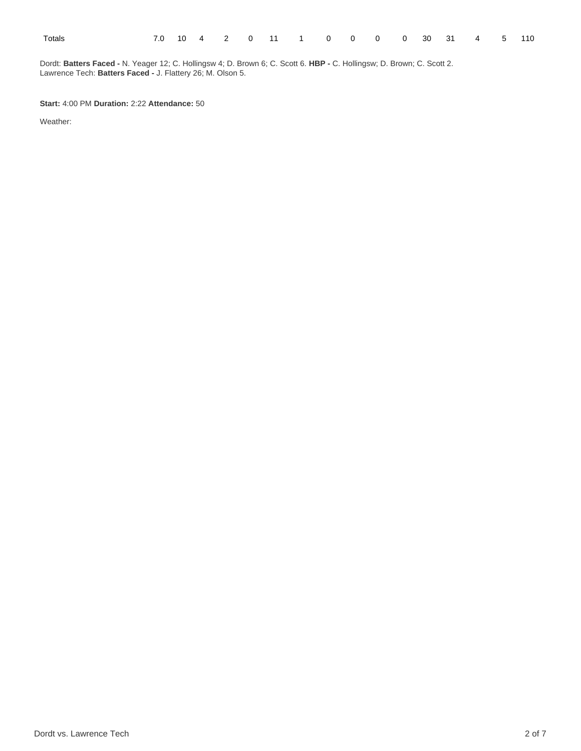| Totals | 7.0 | 10 | 4 | 2 | 0 | 11 | 1 | 0 | 0 | 0 | 0 | 30 | 31 | 4 | 5 | 110 |
|---|---|---|---|---|---|---|---|---|---|---|---|---|---|---|---|---|

Dordt: **Batters Faced -** N. Yeager 12; C. Hollingsw 4; D. Brown 6; C. Scott 6. **HBP -** C. Hollingsw; D. Brown; C. Scott 2.
Lawrence Tech: **Batters Faced -** J. Flattery 26; M. Olson 5.

**Start:** 4:00 PM **Duration:** 2:22 **Attendance:** 50

Weather: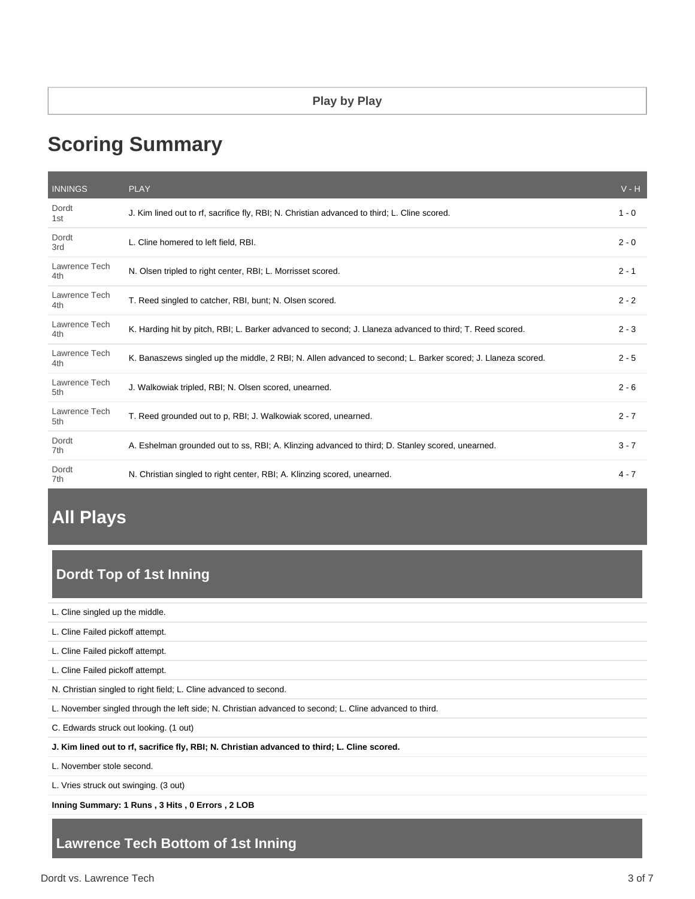**Play by Play**

# Scoring Summary

| INNINGS | PLAY | V - H |
|---|---|---|
| Dordt 1st | J. Kim lined out to rf, sacrifice fly, RBI; N. Christian advanced to third; L. Cline scored. | 1 - 0 |
| Dordt 3rd | L. Cline homered to left field, RBI. | 2 - 0 |
| Lawrence Tech 4th | N. Olsen tripled to right center, RBI; L. Morrisset scored. | 2 - 1 |
| Lawrence Tech 4th | T. Reed singled to catcher, RBI, bunt; N. Olsen scored. | 2 - 2 |
| Lawrence Tech 4th | K. Harding hit by pitch, RBI; L. Barker advanced to second; J. Llaneza advanced to third; T. Reed scored. | 2 - 3 |
| Lawrence Tech 4th | K. Banaszews singled up the middle, 2 RBI; N. Allen advanced to second; L. Barker scored; J. Llaneza scored. | 2 - 5 |
| Lawrence Tech 5th | J. Walkowiak tripled, RBI; N. Olsen scored, unearned. | 2 - 6 |
| Lawrence Tech 5th | T. Reed grounded out to p, RBI; J. Walkowiak scored, unearned. | 2 - 7 |
| Dordt 7th | A. Eshelman grounded out to ss, RBI; A. Klinzing advanced to third; D. Stanley scored, unearned. | 3 - 7 |
| Dordt 7th | N. Christian singled to right center, RBI; A. Klinzing scored, unearned. | 4 - 7 |

# All Plays

## Dordt Top of 1st Inning

L. Cline singled up the middle.

L. Cline Failed pickoff attempt.

L. Cline Failed pickoff attempt.

L. Cline Failed pickoff attempt.

N. Christian singled to right field; L. Cline advanced to second.

L. November singled through the left side; N. Christian advanced to second; L. Cline advanced to third.

C. Edwards struck out looking. (1 out)

**J. Kim lined out to rf, sacrifice fly, RBI; N. Christian advanced to third; L. Cline scored.**

L. November stole second.

L. Vries struck out swinging. (3 out)

**Inning Summary: 1 Runs , 3 Hits , 0 Errors , 2 LOB**

## Lawrence Tech Bottom of 1st Inning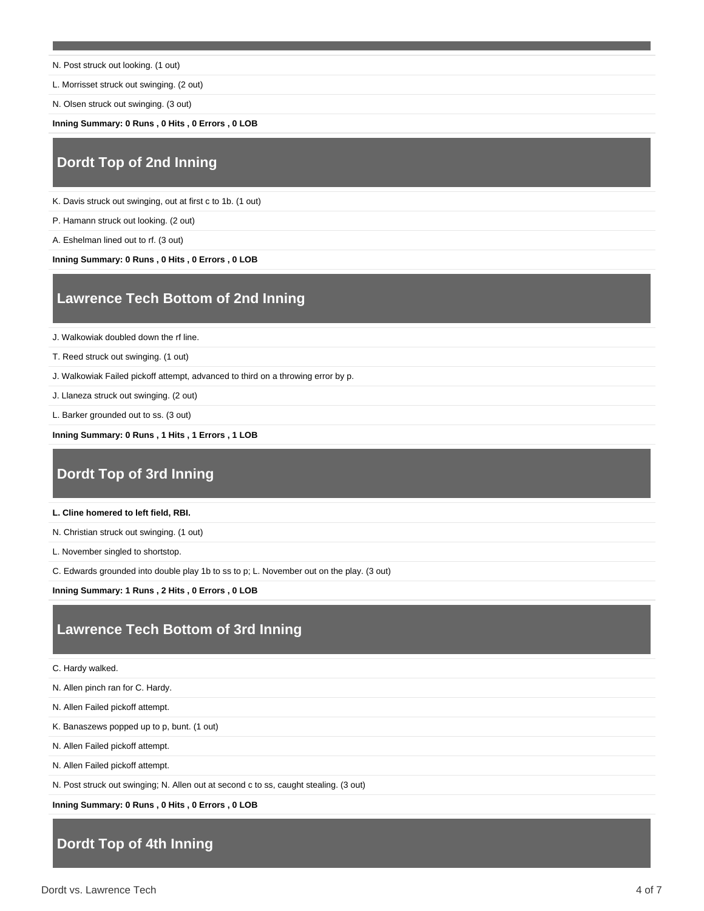N. Post struck out looking. (1 out)

L. Morrisset struck out swinging. (2 out)

N. Olsen struck out swinging. (3 out)

**Inning Summary: 0 Runs , 0 Hits , 0 Errors , 0 LOB**

## Dordt Top of 2nd Inning

K. Davis struck out swinging, out at first c to 1b. (1 out)

P. Hamann struck out looking. (2 out)

A. Eshelman lined out to rf. (3 out)

**Inning Summary: 0 Runs , 0 Hits , 0 Errors , 0 LOB**

## Lawrence Tech Bottom of 2nd Inning

J. Walkowiak doubled down the rf line.

T. Reed struck out swinging. (1 out)

J. Walkowiak Failed pickoff attempt, advanced to third on a throwing error by p.

J. Llaneza struck out swinging. (2 out)

L. Barker grounded out to ss. (3 out)

**Inning Summary: 0 Runs , 1 Hits , 1 Errors , 1 LOB**

## Dordt Top of 3rd Inning

**L. Cline homered to left field, RBI.**

N. Christian struck out swinging. (1 out)

L. November singled to shortstop.

C. Edwards grounded into double play 1b to ss to p; L. November out on the play. (3 out)

**Inning Summary: 1 Runs , 2 Hits , 0 Errors , 0 LOB**

## Lawrence Tech Bottom of 3rd Inning

C. Hardy walked.

N. Allen pinch ran for C. Hardy.

N. Allen Failed pickoff attempt.

K. Banaszews popped up to p, bunt. (1 out)

N. Allen Failed pickoff attempt.

N. Allen Failed pickoff attempt.

N. Post struck out swinging; N. Allen out at second c to ss, caught stealing. (3 out)

**Inning Summary: 0 Runs , 0 Hits , 0 Errors , 0 LOB**

## Dordt Top of 4th Inning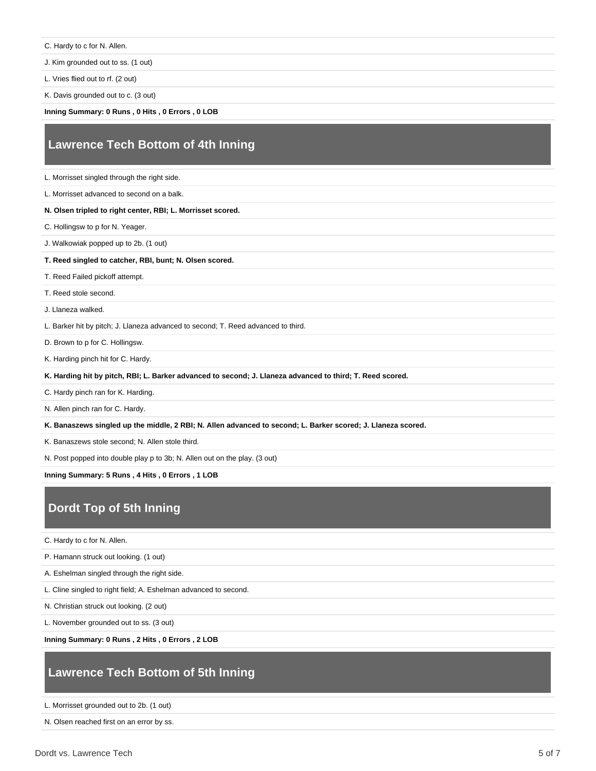C. Hardy to c for N. Allen.

J. Kim grounded out to ss. (1 out)

L. Vries flied out to rf. (2 out)

K. Davis grounded out to c. (3 out)

**Inning Summary: 0 Runs , 0 Hits , 0 Errors , 0 LOB**

## Lawrence Tech Bottom of 4th Inning

L. Morrisset singled through the right side.

L. Morrisset advanced to second on a balk.

**N. Olsen tripled to right center, RBI; L. Morrisset scored.**

C. Hollingsw to p for N. Yeager.

J. Walkowiak popped up to 2b. (1 out)

**T. Reed singled to catcher, RBI, bunt; N. Olsen scored.**

T. Reed Failed pickoff attempt.

T. Reed stole second.

J. Llaneza walked.

L. Barker hit by pitch; J. Llaneza advanced to second; T. Reed advanced to third.

D. Brown to p for C. Hollingsw.

K. Harding pinch hit for C. Hardy.

**K. Harding hit by pitch, RBI; L. Barker advanced to second; J. Llaneza advanced to third; T. Reed scored.**

C. Hardy pinch ran for K. Harding.

N. Allen pinch ran for C. Hardy.

**K. Banaszews singled up the middle, 2 RBI; N. Allen advanced to second; L. Barker scored; J. Llaneza scored.**

K. Banaszews stole second; N. Allen stole third.

N. Post popped into double play p to 3b; N. Allen out on the play. (3 out)

**Inning Summary: 5 Runs , 4 Hits , 0 Errors , 1 LOB**

## Dordt Top of 5th Inning

C. Hardy to c for N. Allen.

P. Hamann struck out looking. (1 out)

A. Eshelman singled through the right side.

L. Cline singled to right field; A. Eshelman advanced to second.

N. Christian struck out looking. (2 out)

L. November grounded out to ss. (3 out)

**Inning Summary: 0 Runs , 2 Hits , 0 Errors , 2 LOB**

## Lawrence Tech Bottom of 5th Inning

L. Morrisset grounded out to 2b. (1 out)

N. Olsen reached first on an error by ss.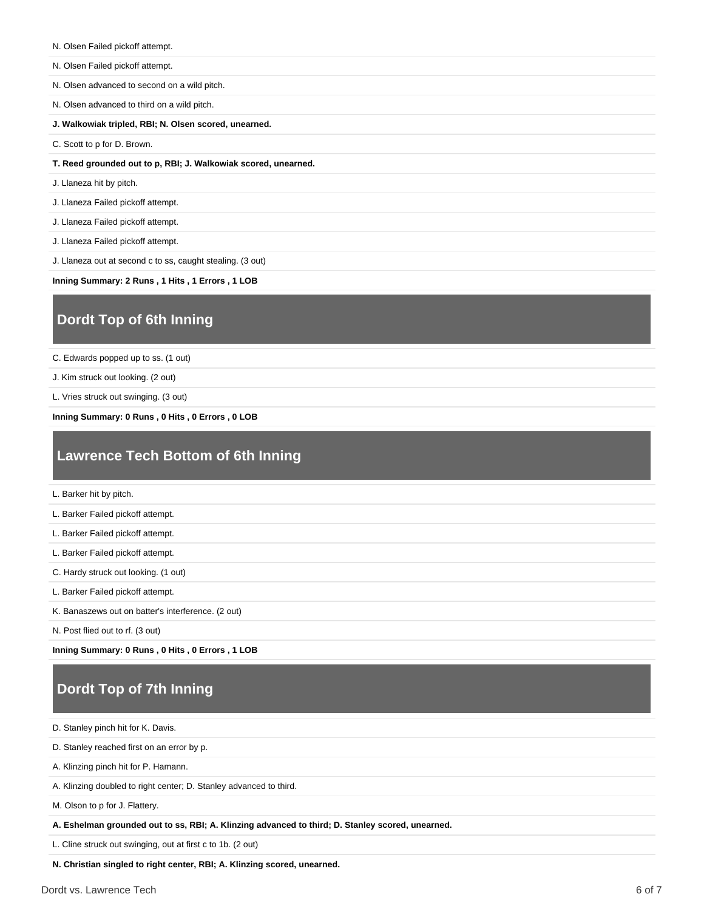N. Olsen Failed pickoff attempt.

N. Olsen Failed pickoff attempt.

N. Olsen advanced to second on a wild pitch.

N. Olsen advanced to third on a wild pitch.

**J. Walkowiak tripled, RBI; N. Olsen scored, unearned.**

C. Scott to p for D. Brown.

**T. Reed grounded out to p, RBI; J. Walkowiak scored, unearned.**

J. Llaneza hit by pitch.

J. Llaneza Failed pickoff attempt.

J. Llaneza Failed pickoff attempt.

J. Llaneza Failed pickoff attempt.

J. Llaneza out at second c to ss, caught stealing. (3 out)

**Inning Summary: 2 Runs , 1 Hits , 1 Errors , 1 LOB**

## Dordt Top of 6th Inning

C. Edwards popped up to ss. (1 out)

J. Kim struck out looking. (2 out)

L. Vries struck out swinging. (3 out)

**Inning Summary: 0 Runs , 0 Hits , 0 Errors , 0 LOB**

## Lawrence Tech Bottom of 6th Inning

L. Barker hit by pitch.

L. Barker Failed pickoff attempt.

L. Barker Failed pickoff attempt.

L. Barker Failed pickoff attempt.

C. Hardy struck out looking. (1 out)

L. Barker Failed pickoff attempt.

K. Banaszews out on batter's interference. (2 out)

N. Post flied out to rf. (3 out)

**Inning Summary: 0 Runs , 0 Hits , 0 Errors , 1 LOB**

## Dordt Top of 7th Inning

D. Stanley pinch hit for K. Davis.

D. Stanley reached first on an error by p.

A. Klinzing pinch hit for P. Hamann.

A. Klinzing doubled to right center; D. Stanley advanced to third.

M. Olson to p for J. Flattery.

**A. Eshelman grounded out to ss, RBI; A. Klinzing advanced to third; D. Stanley scored, unearned.**

L. Cline struck out swinging, out at first c to 1b. (2 out)

**N. Christian singled to right center, RBI; A. Klinzing scored, unearned.**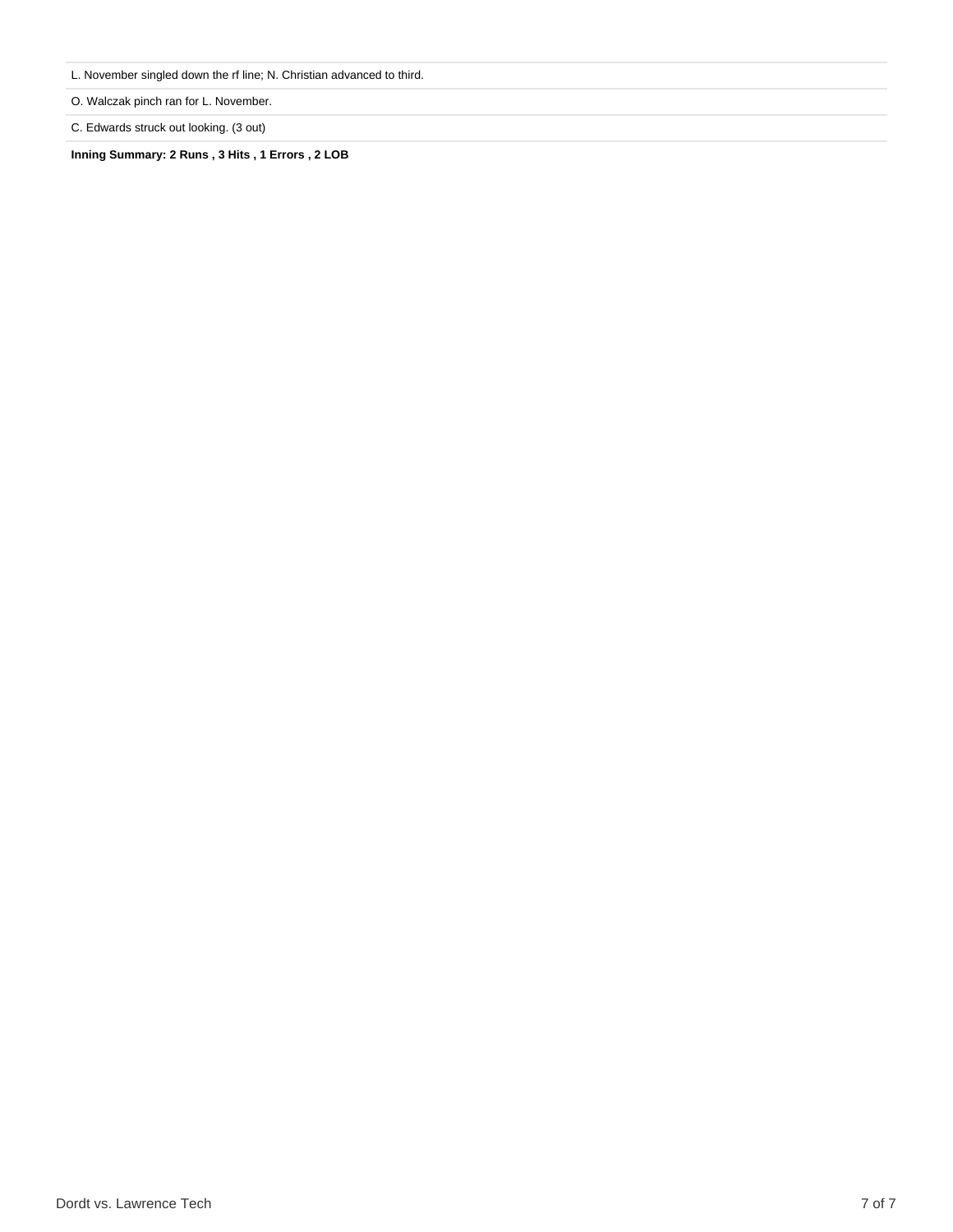L. November singled down the rf line; N. Christian advanced to third.

O. Walczak pinch ran for L. November.

C. Edwards struck out looking. (3 out)

**Inning Summary: 2 Runs , 3 Hits , 1 Errors , 2 LOB**